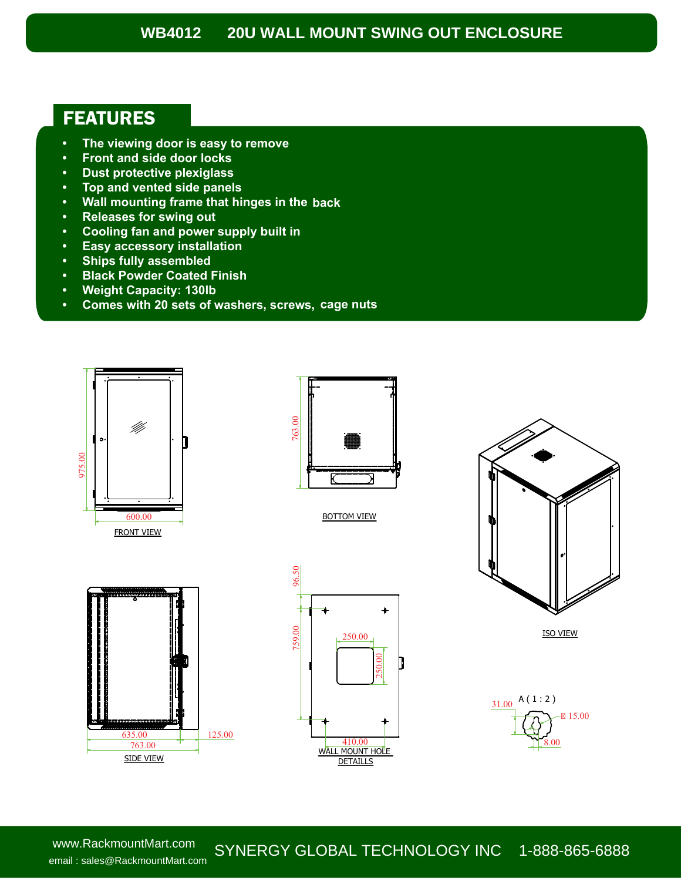# WB4012 20U WALL MOUNT SWING OUT ENCLOSURE

## FEATURES

- The viewing door is easy to remove
- Front and side door locks
- Dust protective plexiglass
- Top and vented side panels
- Wall mounting frame that hinges in the back
- Releases for swing out
- Cooling fan and power supply built in
- Easy accessory installation
- Ships fully assembled
- Black Powder Coated Finish
- Weight Capacity: 130lb
- Comes with 20 sets of washers, screws, cage nuts

975.00
600.00
FRONT VIEW

763.00
BOTTOM VIEW

ISO VIEW

635.00
763.00
125.00
SIDE VIEW

96.50
759.00
250.00
250.00
410.00
WALL MOUNT HOLE DETAILLS

A ( 1 : 2 )
31.00
⌀ 15.00
8.00

www.RackmountMart.com
email : sales@RackmountMart.com
SYNERGY GLOBAL TECHNOLOGY INC 1-888-865-6888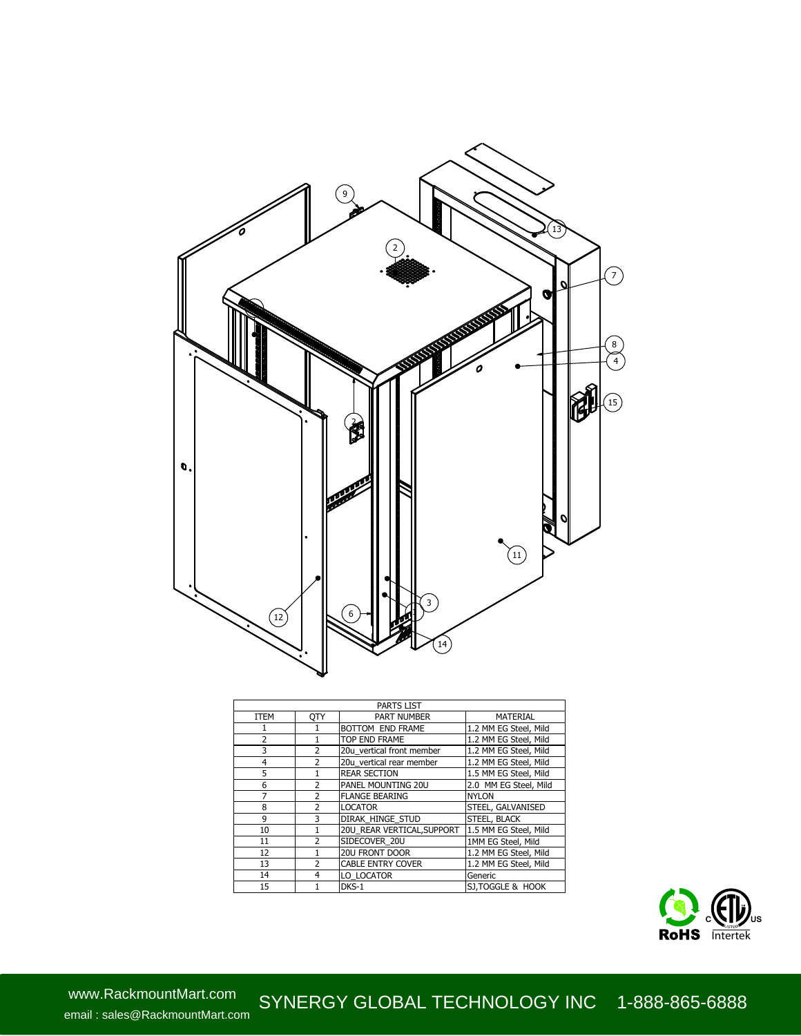PARTS LIST

| ITEM | QTY | PART NUMBER | MATERIAL |
|---|---|---|---|
| 1 | 1 | BOTTOM END FRAME | 1.2 MM EG Steel, Mild |
| 2 | 1 | TOP END FRAME | 1.2 MM EG Steel, Mild |
| 3 | 2 | 20u_vertical front member | 1.2 MM EG Steel, Mild |
| 4 | 2 | 20u_vertical rear member | 1.2 MM EG Steel, Mild |
| 5 | 1 | REAR SECTION | 1.5 MM EG Steel, Mild |
| 6 | 2 | PANEL MOUNTING 20U | 2.0 MM EG Steel, Mild |
| 7 | 2 | FLANGE BEARING | NYLON |
| 8 | 2 | LOCATOR | STEEL, GALVANISED |
| 9 | 3 | DIRAK_HINGE_STUD | STEEL, BLACK |
| 10 | 1 | 20U_REAR VERTICAL,SUPPORT | 1.5 MM EG Steel, Mild |
| 11 | 2 | SIDECOVER_20U | 1MM EG Steel, Mild |
| 12 | 1 | 20U FRONT DOOR | 1.2 MM EG Steel, Mild |
| 13 | 2 | CABLE ENTRY COVER | 1.2 MM EG Steel, Mild |
| 14 | 4 | LO_LOCATOR | Generic |
| 15 | 1 | DKS-1 | SJ,TOGGLE & HOOK |

RoHS

c ETL us Intertek

www.RackmountMart.com
email : sales@RackmountMart.com

SYNERGY GLOBAL TECHNOLOGY INC 1-888-865-6888